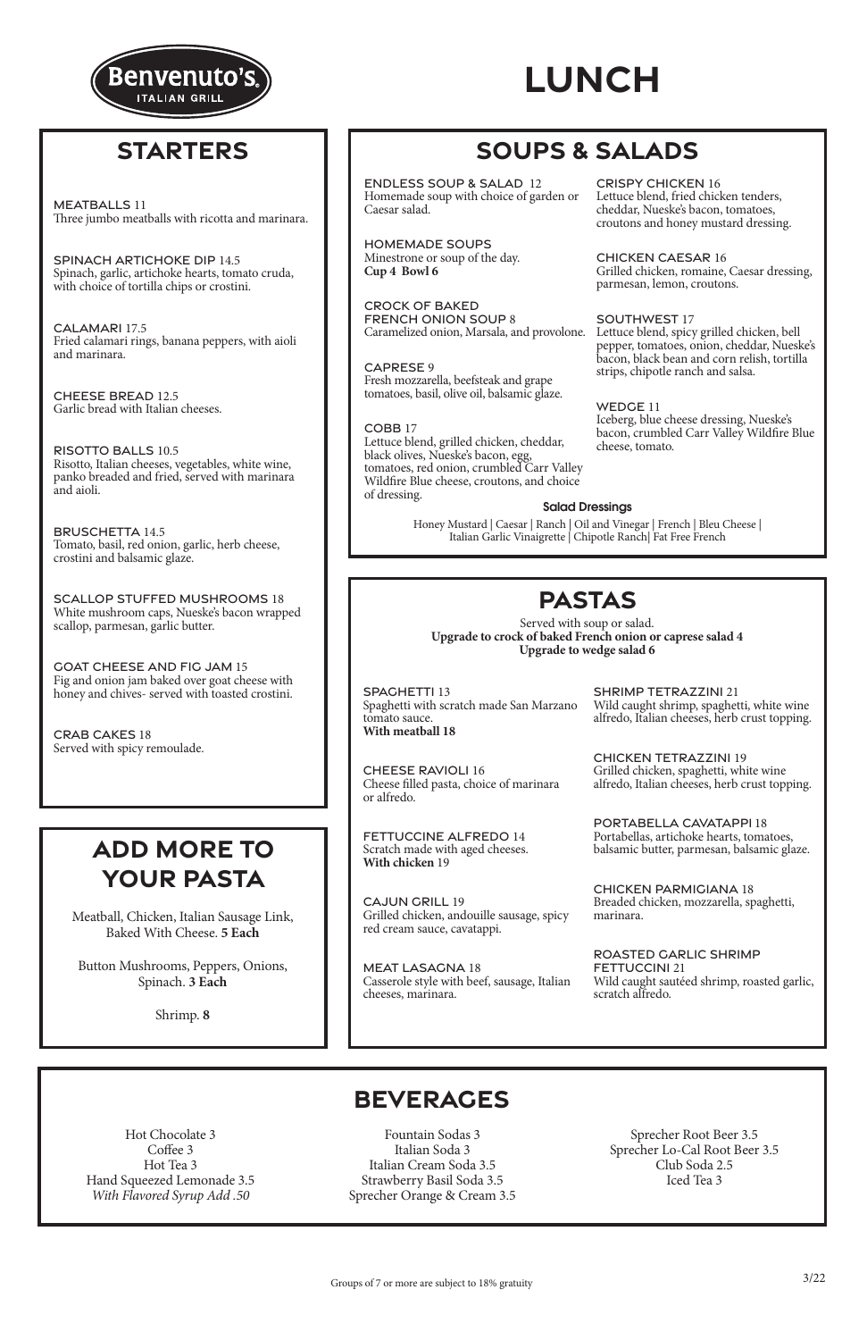Benvenuto's
ITALIAN GRILL

# LUNCH

## STARTERS

**MEATBALLS** 11
Three jumbo meatballs with ricotta and marinara.

**SPINACH ARTICHOKE DIP** 14.5
Spinach, garlic, artichoke hearts, tomato cruda, with choice of tortilla chips or crostini.

**CALAMARI** 17.5
Fried calamari rings, banana peppers, with aioli and marinara.

**CHEESE BREAD** 12.5
Garlic bread with Italian cheeses.

**RISOTTO BALLS** 10.5
Risotto, Italian cheeses, vegetables, white wine, panko breaded and fried, served with marinara and aioli.

**BRUSCHETTA** 14.5
Tomato, basil, red onion, garlic, herb cheese, crostini and balsamic glaze.

**SCALLOP STUFFED MUSHROOMS** 18
White mushroom caps, Nueske's bacon wrapped scallop, parmesan, garlic butter.

**GOAT CHEESE AND FIG JAM** 15
Fig and onion jam baked over goat cheese with honey and chives- served with toasted crostini.

**CRAB CAKES** 18
Served with spicy remoulade.

## ADD MORE TO YOUR PASTA

Meatball, Chicken, Italian Sausage Link, Baked With Cheese. **5 Each**

Button Mushrooms, Peppers, Onions, Spinach. **3 Each**

Shrimp. **8**

## SOUPS & SALADS

**ENDLESS SOUP & SALAD** 12
Homemade soup with choice of garden or Caesar salad.

**HOMEMADE SOUPS**
Minestrone or soup of the day.
**Cup 4 Bowl 6**

**CROCK OF BAKED FRENCH ONION SOUP** 8
Caramelized onion, Marsala, and provolone.

**CAPRESE** 9
Fresh mozzarella, beefsteak and grape tomatoes, basil, olive oil, balsamic glaze.

**COBB** 17
Lettuce blend, grilled chicken, cheddar, black olives, Nueske's bacon, egg, tomatoes, red onion, crumbled Carr Valley Wildfire Blue cheese, croutons, and choice of dressing.

**CRISPY CHICKEN** 16
Lettuce blend, fried chicken tenders, cheddar, Nueske's bacon, tomatoes, croutons and honey mustard dressing.

**CHICKEN CAESAR** 16
Grilled chicken, romaine, Caesar dressing, parmesan, lemon, croutons.

**SOUTHWEST** 17
Lettuce blend, spicy grilled chicken, bell pepper, tomatoes, onion, cheddar, Nueske's bacon, black bean and corn relish, tortilla strips, chipotle ranch and salsa.

**WEDGE** 11
Iceberg, blue cheese dressing, Nueske's bacon, crumbled Carr Valley Wildfire Blue cheese, tomato.

### Salad Dressings

Honey Mustard | Caesar | Ranch | Oil and Vinegar | French | Bleu Cheese | Italian Garlic Vinaigrette | Chipotle Ranch| Fat Free French

## PASTAS

Served with soup or salad.
**Upgrade to crock of baked French onion or caprese salad 4**
**Upgrade to wedge salad 6**

**SPAGHETTI** 13
Spaghetti with scratch made San Marzano tomato sauce.
**With meatball 18**

**CHEESE RAVIOLI** 16
Cheese filled pasta, choice of marinara or alfredo.

**FETTUCCINE ALFREDO** 14
Scratch made with aged cheeses.
**With chicken** 19

**CAJUN GRILL** 19
Grilled chicken, andouille sausage, spicy red cream sauce, cavatappi.

**MEAT LASAGNA** 18
Casserole style with beef, sausage, Italian cheeses, marinara.

**SHRIMP TETRAZZINI** 21
Wild caught shrimp, spaghetti, white wine alfredo, Italian cheeses, herb crust topping.

**CHICKEN TETRAZZINI** 19
Grilled chicken, spaghetti, white wine alfredo, Italian cheeses, herb crust topping.

**PORTABELLA CAVATAPPI** 18
Portabellas, artichoke hearts, tomatoes, balsamic butter, parmesan, balsamic glaze.

**CHICKEN PARMIGIANA** 18
Breaded chicken, mozzarella, spaghetti, marinara.

**ROASTED GARLIC SHRIMP FETTUCCINI** 21
Wild caught sautéed shrimp, roasted garlic, scratch alfredo.

## BEVERAGES

Hot Chocolate 3
Coffee 3
Hot Tea 3
Hand Squeezed Lemonade 3.5
*With Flavored Syrup Add .50*

Fountain Sodas 3
Italian Soda 3
Italian Cream Soda 3.5
Strawberry Basil Soda 3.5
Sprecher Orange & Cream 3.5

Sprecher Root Beer 3.5
Sprecher Lo-Cal Root Beer 3.5
Club Soda 2.5
Iced Tea 3

Groups of 7 or more are subject to 18% gratuity

3/22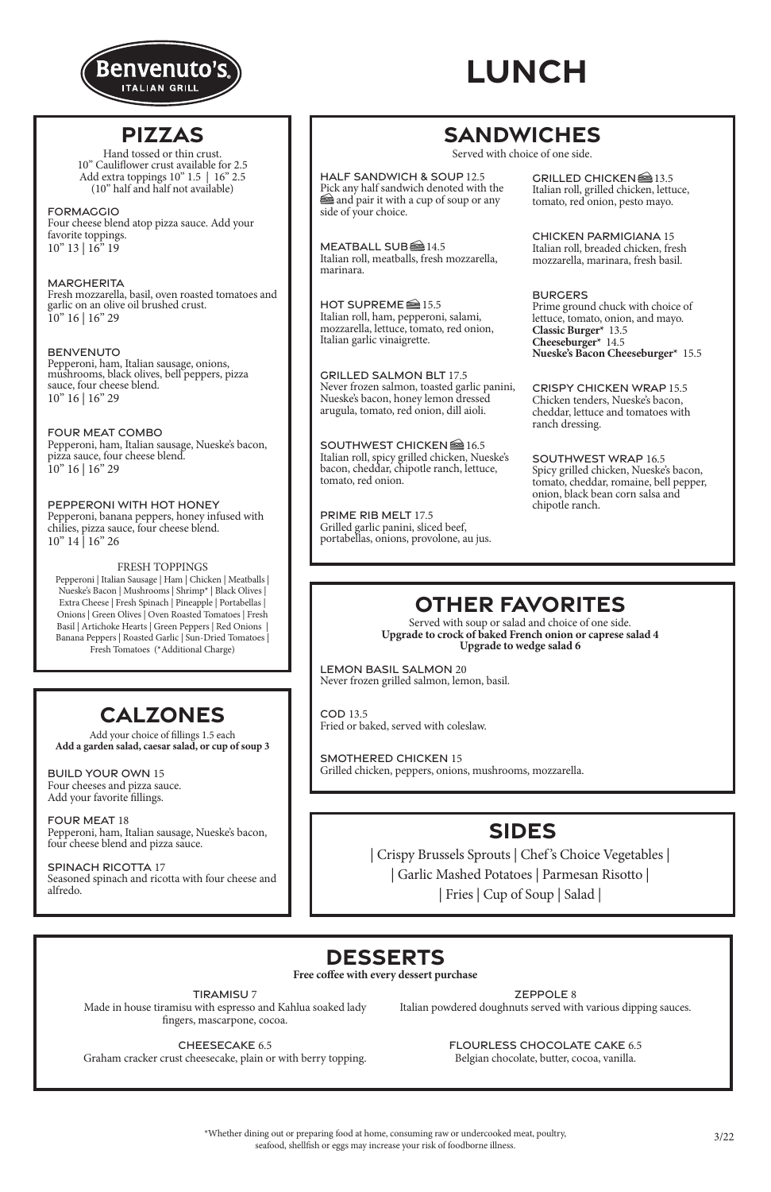Benvenuto's ITALIAN GRILL

# LUNCH

## PIZZAS

Hand tossed or thin crust.
10" Cauliflower crust available for 2.5
Add extra toppings 10" 1.5 | 16" 2.5
(10" half and half not available)

**FORMAGGIO**
Four cheese blend atop pizza sauce. Add your favorite toppings.
10" 13 | 16" 19

**MARGHERITA**
Fresh mozzarella, basil, oven roasted tomatoes and garlic on an olive oil brushed crust.
10" 16 | 16" 29

**BENVENUTO**
Pepperoni, ham, Italian sausage, onions, mushrooms, black olives, bell peppers, pizza sauce, four cheese blend.
10" 16 | 16" 29

**FOUR MEAT COMBO**
Pepperoni, ham, Italian sausage, Nueske's bacon, pizza sauce, four cheese blend.
10" 16 | 16" 29

**PEPPERONI WITH HOT HONEY**
Pepperoni, banana peppers, honey infused with chilies, pizza sauce, four cheese blend.
10" 14 | 16" 26

FRESH TOPPINGS
Pepperoni | Italian Sausage | Ham | Chicken | Meatballs | Nueske's Bacon | Mushrooms | Shrimp* | Black Olives | Extra Cheese | Fresh Spinach | Pineapple | Portabellas | Onions | Green Olives | Oven Roasted Tomatoes | Fresh Basil | Artichoke Hearts | Green Peppers | Red Onions | Banana Peppers | Roasted Garlic | Sun-Dried Tomatoes | Fresh Tomatoes (*Additional Charge)

## CALZONES

Add your choice of fillings 1.5 each
**Add a garden salad, caesar salad, or cup of soup 3**

**BUILD YOUR OWN** 15
Four cheeses and pizza sauce. Add your favorite fillings.

**FOUR MEAT** 18
Pepperoni, ham, Italian sausage, Nueske's bacon, four cheese blend and pizza sauce.

**SPINACH RICOTTA** 17
Seasoned spinach and ricotta with four cheese and alfredo.

## SANDWICHES

Served with choice of one side.

**HALF SANDWICH & SOUP** 12.5
Pick any half sandwich denoted with the 🥪 and pair it with a cup of soup or any side of your choice.

**MEATBALL SUB** 🥪 14.5
Italian roll, meatballs, fresh mozzarella, marinara.

**HOT SUPREME** 🥪 15.5
Italian roll, ham, pepperoni, salami, mozzarella, lettuce, tomato, red onion, Italian garlic vinaigrette.

**GRILLED SALMON BLT** 17.5
Never frozen salmon, toasted garlic panini, Nueske's bacon, honey lemon dressed arugula, tomato, red onion, dill aioli.

**SOUTHWEST CHICKEN** 🥪 16.5
Italian roll, spicy grilled chicken, Nueske's bacon, cheddar, chipotle ranch, lettuce, tomato, red onion.

**PRIME RIB MELT** 17.5
Grilled garlic panini, sliced beef, portabellas, onions, provolone, au jus.

**GRILLED CHICKEN** 🥪 13.5
Italian roll, grilled chicken, lettuce, tomato, red onion, pesto mayo.

**CHICKEN PARMIGIANA** 15
Italian roll, breaded chicken, fresh mozzarella, marinara, fresh basil.

**BURGERS**
Prime ground chuck with choice of lettuce, tomato, onion, and mayo.
**Classic Burger*** 13.5
**Cheeseburger*** 14.5
**Nueske's Bacon Cheeseburger*** 15.5

**CRISPY CHICKEN WRAP** 15.5
Chicken tenders, Nueske's bacon, cheddar, lettuce and tomatoes with ranch dressing.

**SOUTHWEST WRAP** 16.5
Spicy grilled chicken, Nueske's bacon, tomato, cheddar, romaine, bell pepper, onion, black bean corn salsa and chipotle ranch.

## OTHER FAVORITES

Served with soup or salad and choice of one side.
**Upgrade to crock of baked French onion or caprese salad 4**
**Upgrade to wedge salad 6**

**LEMON BASIL SALMON** 20
Never frozen grilled salmon, lemon, basil.

**COD** 13.5
Fried or baked, served with coleslaw.

**SMOTHERED CHICKEN** 15
Grilled chicken, peppers, onions, mushrooms, mozzarella.

## SIDES

| Crispy Brussels Sprouts | Chef's Choice Vegetables |
| Garlic Mashed Potatoes | Parmesan Risotto |
| Fries | Cup of Soup | Salad |

## DESSERTS

**Free coffee with every dessert purchase**

**TIRAMISU** 7
Made in house tiramisu with espresso and Kahlua soaked lady fingers, mascarpone, cocoa.

**CHEESECAKE** 6.5
Graham cracker crust cheesecake, plain or with berry topping.

**ZEPPOLE** 8
Italian powdered doughnuts served with various dipping sauces.

**FLOURLESS CHOCOLATE CAKE** 6.5
Belgian chocolate, butter, cocoa, vanilla.

*Whether dining out or preparing food at home, consuming raw or undercooked meat, poultry, seafood, shellfish or eggs may increase your risk of foodborne illness.

3/22